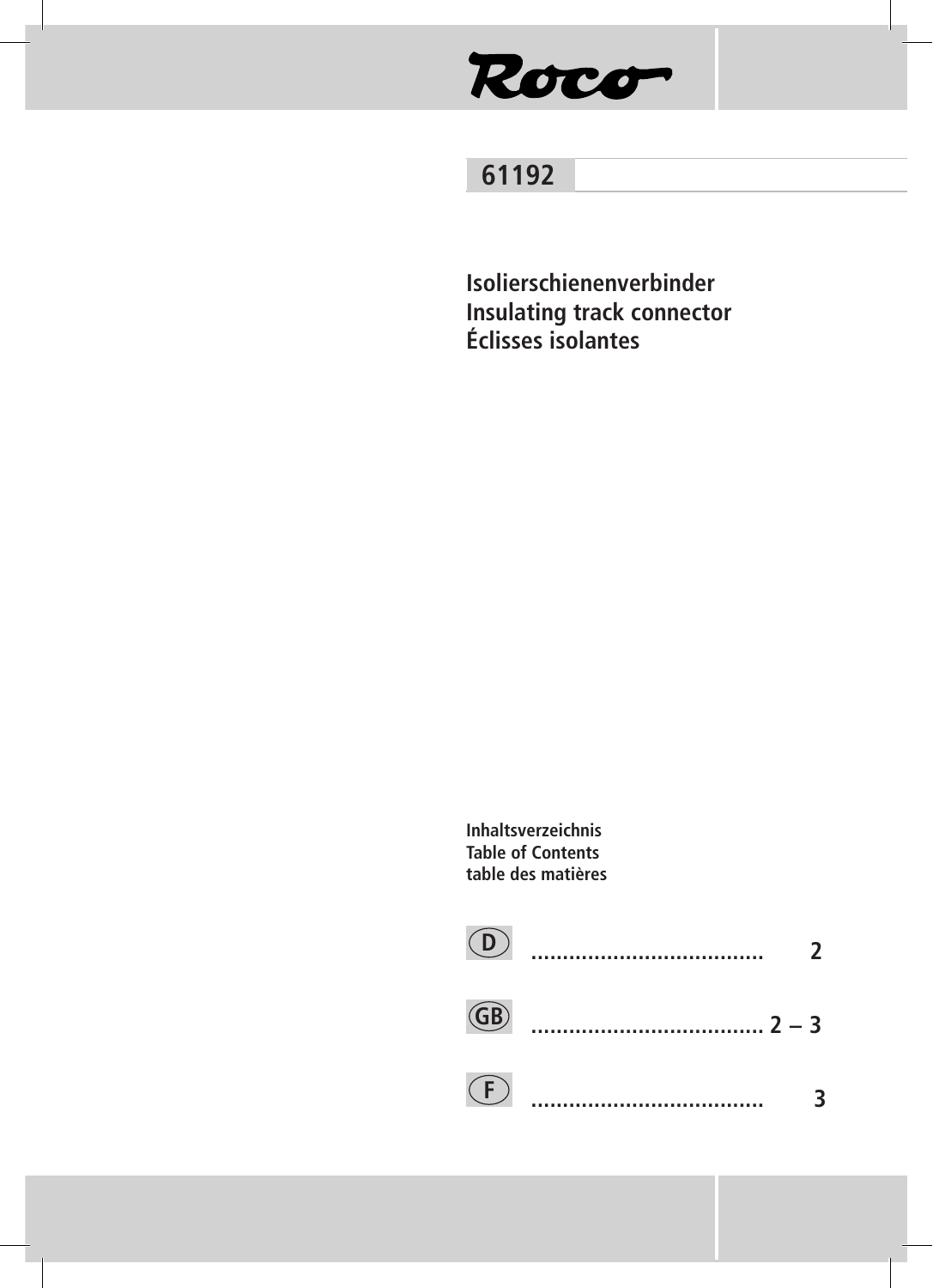Roco

# 61192

## Isolierschienenverbinder
## Insulating track connector
## Éclisses isolantes

**Inhaltsverzeichnis**
**Table of Contents**
**table des matières**

| | | |
|---|---|---|
| D | ..................................... | 2 |
| GB | ..................................... | 2 – 3 |
| F | ..................................... | 3 |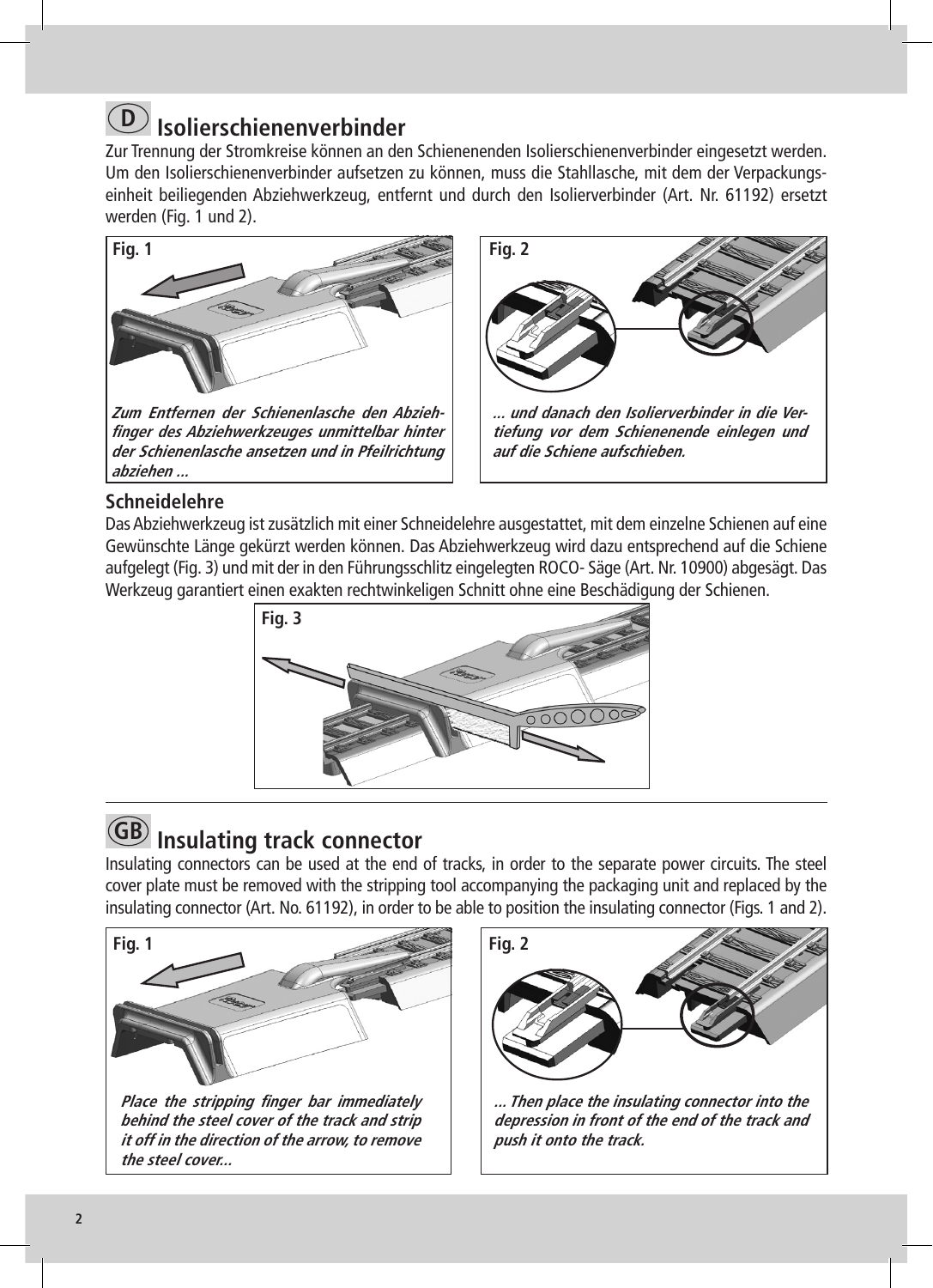## D Isolierschienenverbinder

Zur Trennung der Stromkreise können an den Schienenenden Isolierschienenverbinder eingesetzt werden. Um den Isolierschienenverbinder aufsetzen zu können, muss die Stahllasche, mit dem der Verpackungseinheit beiliegenden Abziehwerkzeug, entfernt und durch den Isolierverbinder (Art. Nr. 61192) ersetzt werden (Fig. 1 und 2).

**Fig. 1**

***Zum Entfernen der Schienenlasche den Abziehfinger des Abziehwerkzeuges unmittelbar hinter der Schienenlasche ansetzen und in Pfeilrichtung abziehen ...***

**Fig. 2**

***... und danach den Isolierverbinder in die Vertiefung vor dem Schienenende einlegen und auf die Schiene aufschieben.***

### Schneidelehre

Das Abziehwerkzeug ist zusätzlich mit einer Schneidelehre ausgestattet, mit dem einzelne Schienen auf eine Gewünschte Länge gekürzt werden können. Das Abziehwerkzeug wird dazu entsprechend auf die Schiene aufgelegt (Fig. 3) und mit der in den Führungsschlitz eingelegten ROCO- Säge (Art. Nr. 10900) abgesägt. Das Werkzeug garantiert einen exakten rechtwinkeligen Schnitt ohne eine Beschädigung der Schienen.

**Fig. 3**

---

## GB Insulating track connector

Insulating connectors can be used at the end of tracks, in order to the separate power circuits. The steel cover plate must be removed with the stripping tool accompanying the packaging unit and replaced by the insulating connector (Art. No. 61192), in order to be able to position the insulating connector (Figs. 1 and 2).

**Fig. 1**

***Place the stripping finger bar immediately behind the steel cover of the track and strip it off in the direction of the arrow, to remove the steel cover...***

**Fig. 2**

***... Then place the insulating connector into the depression in front of the end of the track and push it onto the track.***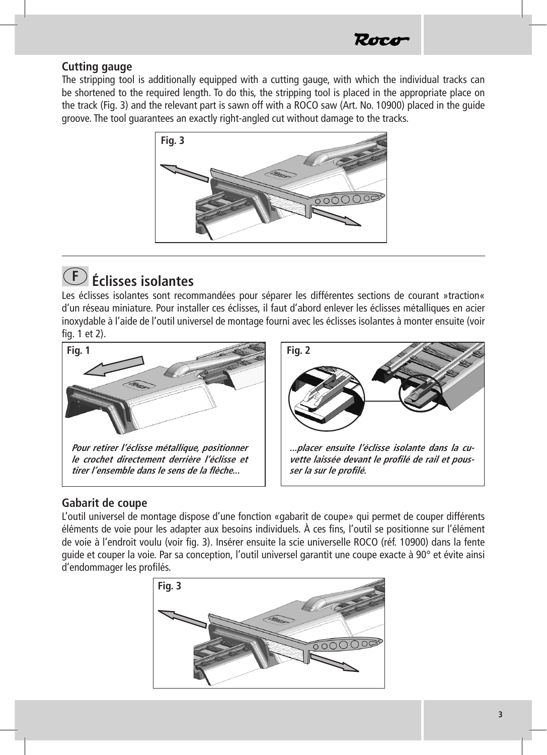## Cutting gauge

The stripping tool is additionally equipped with a cutting gauge, with which the individual tracks can be shortened to the required length. To do this, the stripping tool is placed in the appropriate place on the track (Fig. 3) and the relevant part is sawn off with a ROCO saw (Art. No. 10900) placed in the guide groove. The tool guarantees an exactly right-angled cut without damage to the tracks.

Fig. 3

---

# F Éclisses isolantes

Les éclisses isolantes sont recommandées pour séparer les différentes sections de courant »traction« d'un réseau miniature. Pour installer ces éclisses, il faut d'abord enlever les éclisses métalliques en acier inoxydable à l'aide de l'outil universel de montage fourni avec les éclisses isolantes à monter ensuite (voir fig. 1 et 2).

Fig. 1

***Pour retirer l'éclisse métallique, positionner le crochet directement derrière l'éclisse et tirer l'ensemble dans le sens de la flèche...***

Fig. 2

***...placer ensuite l'éclisse isolante dans la cuvette laissée devant le profilé de rail et pousser la sur le profilé.***

## Gabarit de coupe

L'outil universel de montage dispose d'une fonction «gabarit de coupe» qui permet de couper différents éléments de voie pour les adapter aux besoins individuels. À ces fins, l'outil se positionne sur l'élément de voie à l'endroit voulu (voir fig. 3). Insérer ensuite la scie universelle ROCO (réf. 10900) dans la fente guide et couper la voie. Par sa conception, l'outil universel garantit une coupe exacte à 90° et évite ainsi d'endommager les profilés.

Fig. 3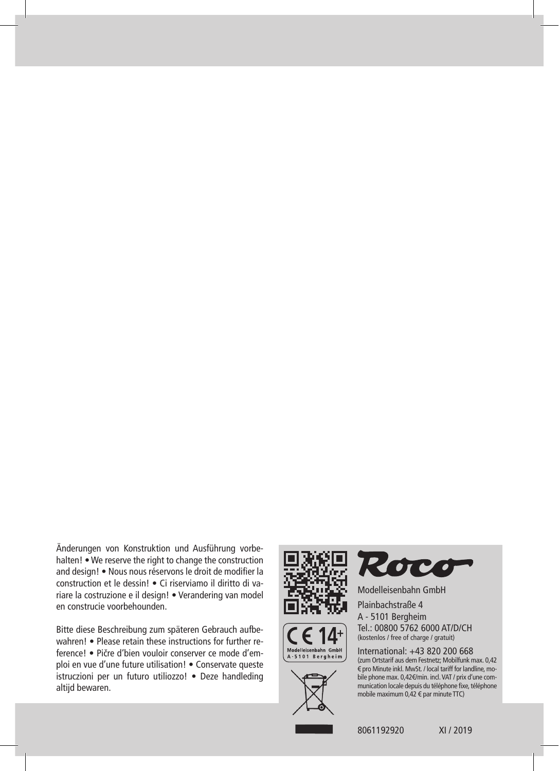Änderungen von Konstruktion und Ausführung vorbehalten! • We reserve the right to change the construction and design! • Nous nous réservons le droit de modifier la construction et le dessin! • Ci riserviamo il diritto di variare la costruzione e il design! • Verandering van model en construcie voorbehounden.

Bitte diese Beschreibung zum späteren Gebrauch aufbewahren! • Please retain these instructions for further reference! • Pičre d'bien vouloir conserver ce mode d'emploi en vue d'une future utilisation! • Conservate queste istruzioni per un futuro utiliozzo! • Deze handleding altijd bewaren.

CE 14+
Modelleisenbahn GmbH
A-5101 Bergheim

Roco

Modelleisenbahn GmbH

Plainbachstraße 4
A - 5101 Bergheim
Tel.: 00800 5762 6000 AT/D/CH
(kostenlos / free of charge / gratuit)

International: +43 820 200 668
(zum Ortstarif aus dem Festnetz; Mobilfunk max. 0,42 € pro Minute inkl. MwSt. / local tariff for landline, mobile phone max. 0,42€/min. incl. VAT / prix d'une communication locale depuis du téléphone fixe, téléphone mobile maximum 0,42 € par minute TTC)

8061192920 XI / 2019